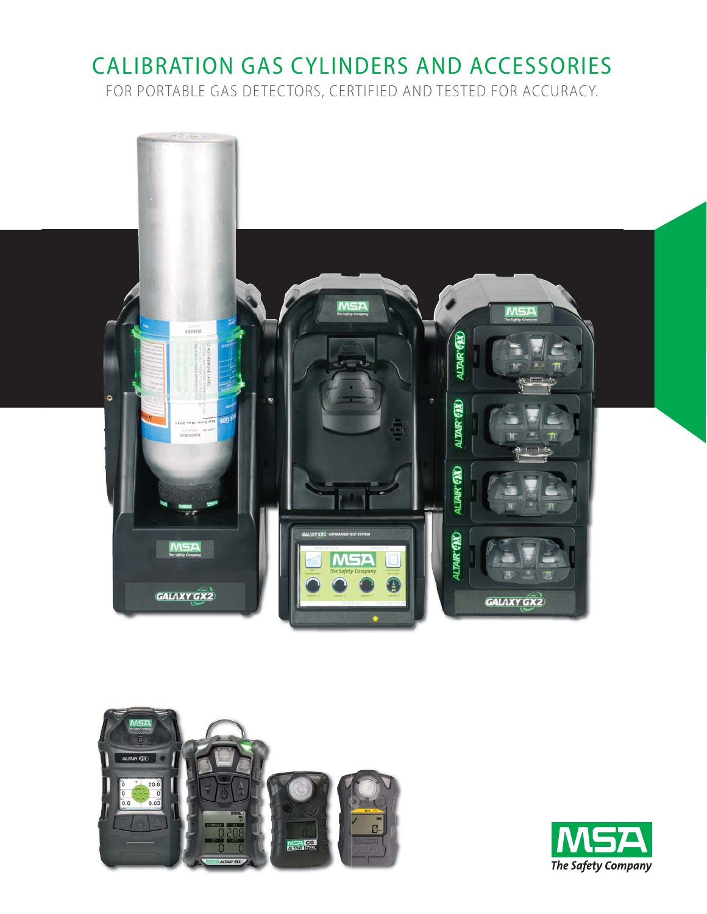# CALIBRATION GAS CYLINDERS AND ACCESSORIES

FOR PORTABLE GAS DETECTORS, CERTIFIED AND TESTED FOR ACCURACY.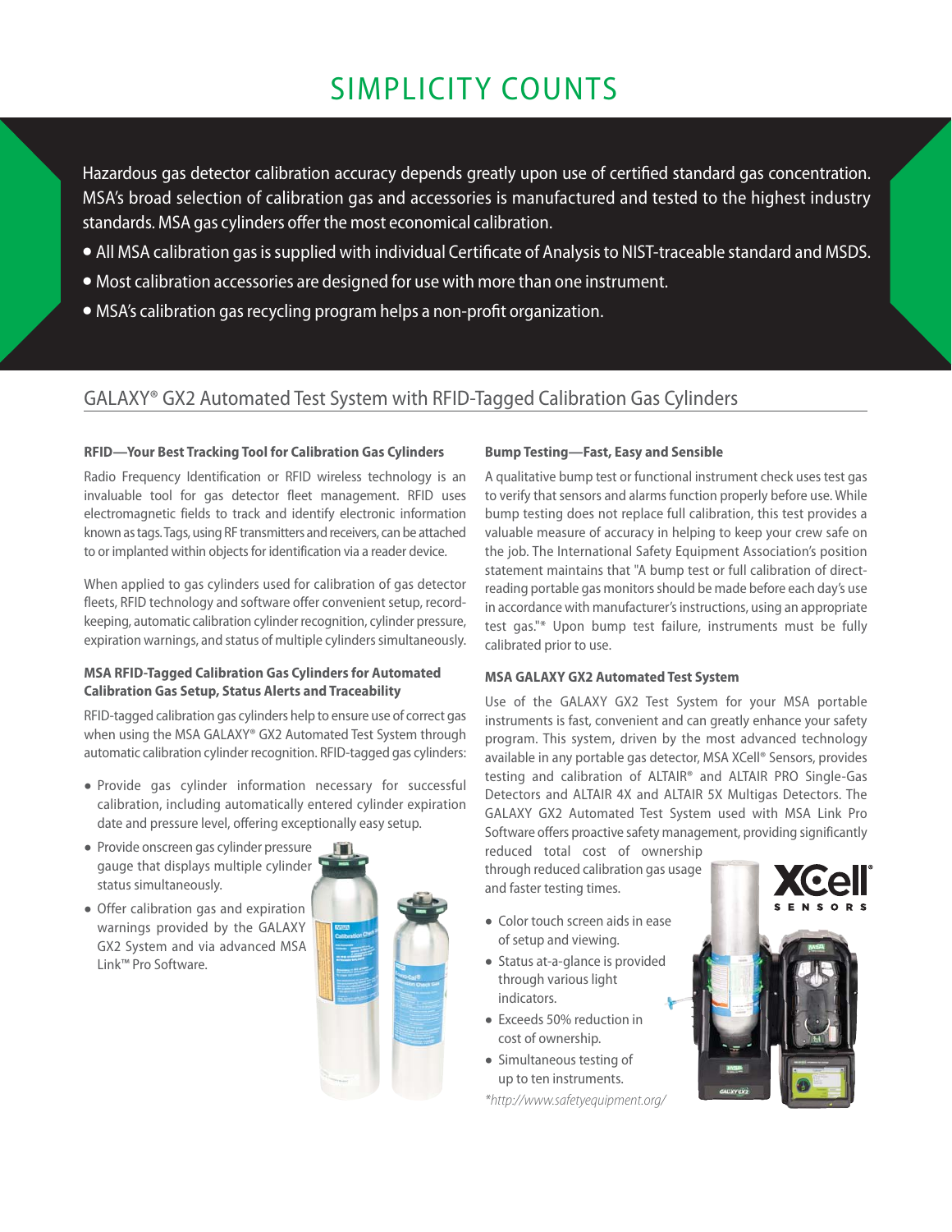# SIMPLICITY COUNTS

Hazardous gas detector calibration accuracy depends greatly upon use of certified standard gas concentration. MSA's broad selection of calibration gas and accessories is manufactured and tested to the highest industry standards. MSA gas cylinders offer the most economical calibration.

- All MSA calibration gas is supplied with individual Certificate of Analysis to NIST-traceable standard and MSDS.
- Most calibration accessories are designed for use with more than one instrument.
- MSA's calibration gas recycling program helps a non-profit organization.

## GALAXY® GX2 Automated Test System with RFID-Tagged Calibration Gas Cylinders

**RFID—Your Best Tracking Tool for Calibration Gas Cylinders**

Radio Frequency Identification or RFID wireless technology is an invaluable tool for gas detector fleet management. RFID uses electromagnetic fields to track and identify electronic information known as tags. Tags, using RF transmitters and receivers, can be attached to or implanted within objects for identification via a reader device.

When applied to gas cylinders used for calibration of gas detector fleets, RFID technology and software offer convenient setup, record-keeping, automatic calibration cylinder recognition, cylinder pressure, expiration warnings, and status of multiple cylinders simultaneously.

**MSA RFID-Tagged Calibration Gas Cylinders for Automated Calibration Gas Setup, Status Alerts and Traceability**

RFID-tagged calibration gas cylinders help to ensure use of correct gas when using the MSA GALAXY® GX2 Automated Test System through automatic calibration cylinder recognition. RFID-tagged gas cylinders:

- Provide gas cylinder information necessary for successful calibration, including automatically entered cylinder expiration date and pressure level, offering exceptionally easy setup.
- Provide onscreen gas cylinder pressure gauge that displays multiple cylinder status simultaneously.
- Offer calibration gas and expiration warnings provided by the GALAXY GX2 System and via advanced MSA Link™ Pro Software.

**Bump Testing—Fast, Easy and Sensible**

A qualitative bump test or functional instrument check uses test gas to verify that sensors and alarms function properly before use. While bump testing does not replace full calibration, this test provides a valuable measure of accuracy in helping to keep your crew safe on the job. The International Safety Equipment Association's position statement maintains that "A bump test or full calibration of direct-reading portable gas monitors should be made before each day's use in accordance with manufacturer's instructions, using an appropriate test gas."* Upon bump test failure, instruments must be fully calibrated prior to use.

**MSA GALAXY GX2 Automated Test System**

Use of the GALAXY GX2 Test System for your MSA portable instruments is fast, convenient and can greatly enhance your safety program. This system, driven by the most advanced technology available in any portable gas detector, MSA XCell® Sensors, provides testing and calibration of ALTAIR® and ALTAIR PRO Single-Gas Detectors and ALTAIR 4X and ALTAIR 5X Multigas Detectors. The GALAXY GX2 Automated Test System used with MSA Link Pro Software offers proactive safety management, providing significantly reduced total cost of ownership through reduced calibration gas usage and faster testing times.

- Color touch screen aids in ease of setup and viewing.
- Status at-a-glance is provided through various light indicators.
- Exceeds 50% reduction in cost of ownership.
- Simultaneous testing of up to ten instruments.

*\*http://www.safetyequipment.org/*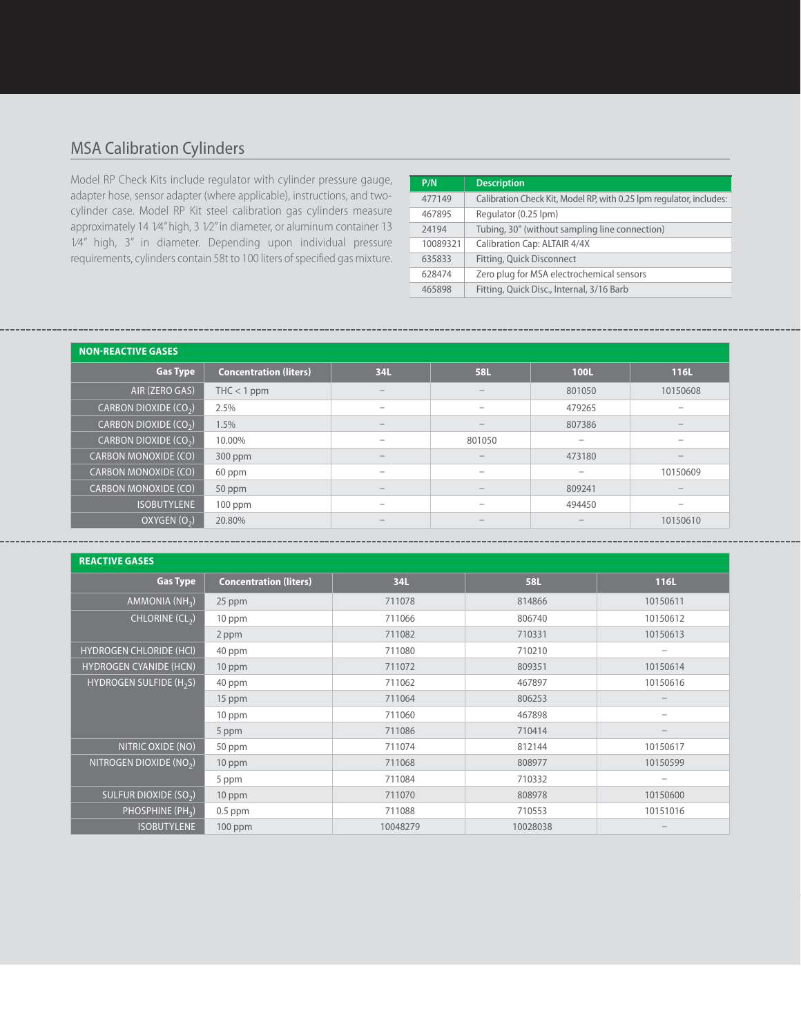## MSA Calibration Cylinders

Model RP Check Kits include regulator with cylinder pressure gauge, adapter hose, sensor adapter (where applicable), instructions, and two-cylinder case. Model RP Kit steel calibration gas cylinders measure approximately 14 1⁄4" high, 3 1⁄2" in diameter, or aluminum container 13 1⁄4" high, 3" in diameter. Depending upon individual pressure requirements, cylinders contain 58t to 100 liters of specified gas mixture.

| P/N | Description |
|---|---|
| 477149 | Calibration Check Kit, Model RP, with 0.25 lpm regulator, includes: |
| 467895 | Regulator (0.25 lpm) |
| 24194 | Tubing, 30" (without sampling line connection) |
| 10089321 | Calibration Cap: ALTAIR 4/4X |
| 635833 | Fitting, Quick Disconnect |
| 628474 | Zero plug for MSA electrochemical sensors |
| 465898 | Fitting, Quick Disc., Internal, 3/16 Barb |

**NON-REACTIVE GASES**

| Gas Type | Concentration (liters) | 34L | 58L | 100L | 116L |
|---|---|---|---|---|---|
| AIR (ZERO GAS) | THC < 1 ppm | – | – | 801050 | 10150608 |
| CARBON DIOXIDE ($CO_2$) | 2.5% | – | – | 479265 | – |
| CARBON DIOXIDE ($CO_2$) | 1.5% | – | – | 807386 | – |
| CARBON DIOXIDE ($CO_2$) | 10.00% | – | 801050 | – | – |
| CARBON MONOXIDE (CO) | 300 ppm | – | – | 473180 | – |
| CARBON MONOXIDE (CO) | 60 ppm | – | – | – | 10150609 |
| CARBON MONOXIDE (CO) | 50 ppm | – | – | 809241 | – |
| ISOBUTYLENE | 100 ppm | – | – | 494450 | – |
| OXYGEN ($O_2$) | 20.80% | – | – | – | 10150610 |

**REACTIVE GASES**

| Gas Type | Concentration (liters) | 34L | 58L | 116L |
|---|---|---|---|---|
| AMMONIA ($NH_3$) | 25 ppm | 711078 | 814866 | 10150611 |
| CHLORINE ($CL_2$) | 10 ppm | 711066 | 806740 | 10150612 |
| | 2 ppm | 711082 | 710331 | 10150613 |
| HYDROGEN CHLORIDE (HCl) | 40 ppm | 711080 | 710210 | – |
| HYDROGEN CYANIDE (HCN) | 10 ppm | 711072 | 809351 | 10150614 |
| HYDROGEN SULFIDE ($H_2S$) | 40 ppm | 711062 | 467897 | 10150616 |
| | 15 ppm | 711064 | 806253 | – |
| | 10 ppm | 711060 | 467898 | – |
| | 5 ppm | 711086 | 710414 | – |
| NITRIC OXIDE (NO) | 50 ppm | 711074 | 812144 | 10150617 |
| NITROGEN DIOXIDE ($NO_2$) | 10 ppm | 711068 | 808977 | 10150599 |
| | 5 ppm | 711084 | 710332 | – |
| SULFUR DIOXIDE ($SO_2$) | 10 ppm | 711070 | 808978 | 10150600 |
| PHOSPHINE ($PH_3$) | 0.5 ppm | 711088 | 710553 | 10151016 |
| ISOBUTYLENE | 100 ppm | 10048279 | 10028038 | – |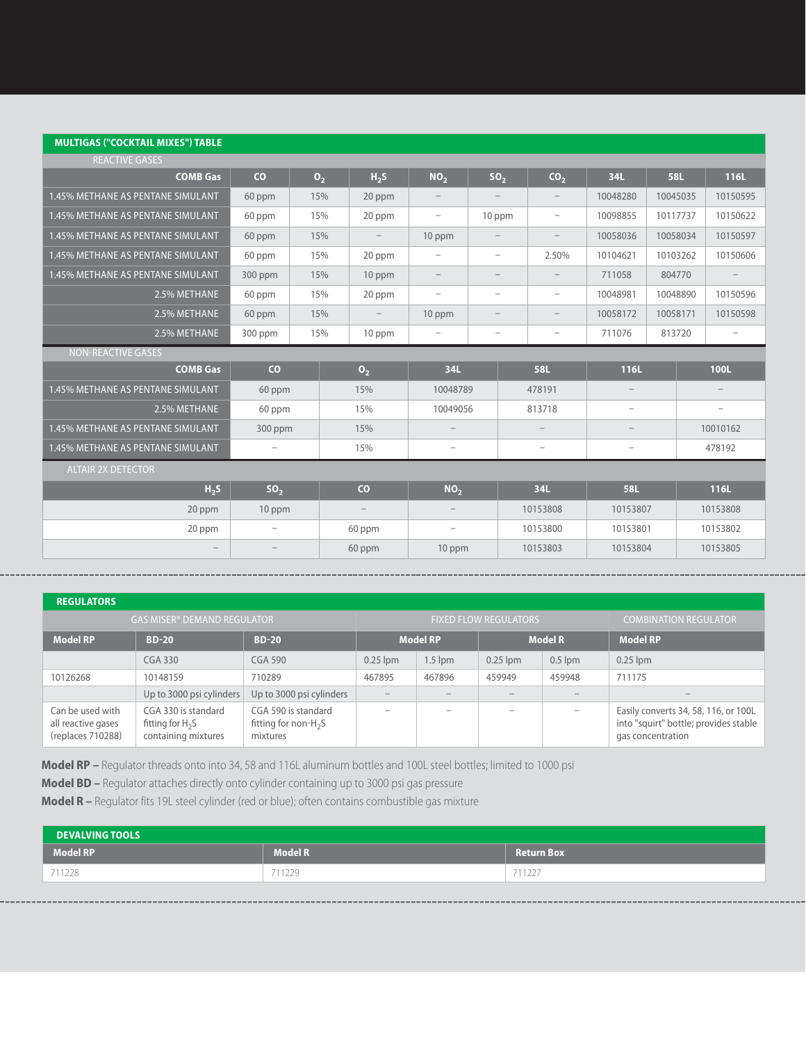## MULTIGAS ("COCKTAIL MIXES") TABLE

**REACTIVE GASES**

| COMB Gas | CO | $O_2$ | $H_2S$ | $NO_2$ | $SO_2$ | $CO_2$ | 34L | 58L | 116L |
|---|---|---|---|---|---|---|---|---|---|
| 1.45% METHANE AS PENTANE SIMULANT | 60 ppm | 15% | 20 ppm | – | – | – | 10048280 | 10045035 | 10150595 |
| 1.45% METHANE AS PENTANE SIMULANT | 60 ppm | 15% | 20 ppm | – | 10 ppm | – | 10098855 | 10117737 | 10150622 |
| 1.45% METHANE AS PENTANE SIMULANT | 60 ppm | 15% | – | 10 ppm | – | – | 10058036 | 10058034 | 10150597 |
| 1.45% METHANE AS PENTANE SIMULANT | 60 ppm | 15% | 20 ppm | – | – | 2.50% | 10104621 | 10103262 | 10150606 |
| 1.45% METHANE AS PENTANE SIMULANT | 300 ppm | 15% | 10 ppm | – | – | – | 711058 | 804770 | – |
| 2.5% METHANE | 60 ppm | 15% | 20 ppm | – | – | – | 10048981 | 10048890 | 10150596 |
| 2.5% METHANE | 60 ppm | 15% | – | 10 ppm | – | – | 10058172 | 10058171 | 10150598 |
| 2.5% METHANE | 300 ppm | 15% | 10 ppm | – | – | – | 711076 | 813720 | – |

**NON-REACTIVE GASES**

| COMB Gas | CO | $O_2$ | 34L | 58L | 116L | 100L |
|---|---|---|---|---|---|---|
| 1.45% METHANE AS PENTANE SIMULANT | 60 ppm | 15% | 10048789 | 478191 | – | – |
| 2.5% METHANE | 60 ppm | 15% | 10049056 | 813718 | – | – |
| 1.45% METHANE AS PENTANE SIMULANT | 300 ppm | 15% | – | – | – | 10010162 |
| 1.45% METHANE AS PENTANE SIMULANT | – | 15% | – | – | – | 478192 |

**ALTAIR 2X DETECTOR**

| $H_2S$ | $SO_2$ | CO | $NO_2$ | 34L | 58L | 116L |
|---|---|---|---|---|---|---|
| 20 ppm | 10 ppm | – | – | 10153808 | 10153807 | 10153808 |
| 20 ppm | – | 60 ppm | – | 10153800 | 10153801 | 10153802 |
| – | – | 60 ppm | 10 ppm | 10153803 | 10153804 | 10153805 |

## REGULATORS

| GAS MISER® DEMAND REGULATOR | | | FIXED FLOW REGULATORS | | | | COMBINATION REGULATOR |
|---|---|---|---|---|---|---|---|
| Model RP | BD-20 | BD-20 | Model RP | | Model R | | Model RP |
| | CGA 330 | CGA 590 | 0.25 lpm | 1.5 lpm | 0.25 lpm | 0.5 lpm | 0.25 lpm |
| 10126268 | 10148159 | 710289 | 467895 | 467896 | 459949 | 459948 | 711175 |
| | Up to 3000 psi cylinders | Up to 3000 psi cylinders | – | – | – | – | – |
| Can be used with all reactive gases (replaces 710288) | CGA 330 is standard fitting for $H_2S$ containing mixtures | CGA 590 is standard fitting for non-$H_2S$ mixtures | – | – | – | – | Easily converts 34, 58, 116, or 100L into "squirt" bottle; provides stable gas concentration |

**Model RP –** Regulator threads onto into 34, 58 and 116L aluminum bottles and 100L steel bottles; limited to 1000 psi

**Model BD –** Regulator attaches directly onto cylinder containing up to 3000 psi gas pressure

**Model R –** Regulator fits 19L steel cylinder (red or blue); often contains combustible gas mixture

## DEVALVING TOOLS

| Model RP | Model R | Return Box |
|---|---|---|
| 711228 | 711229 | 711227 |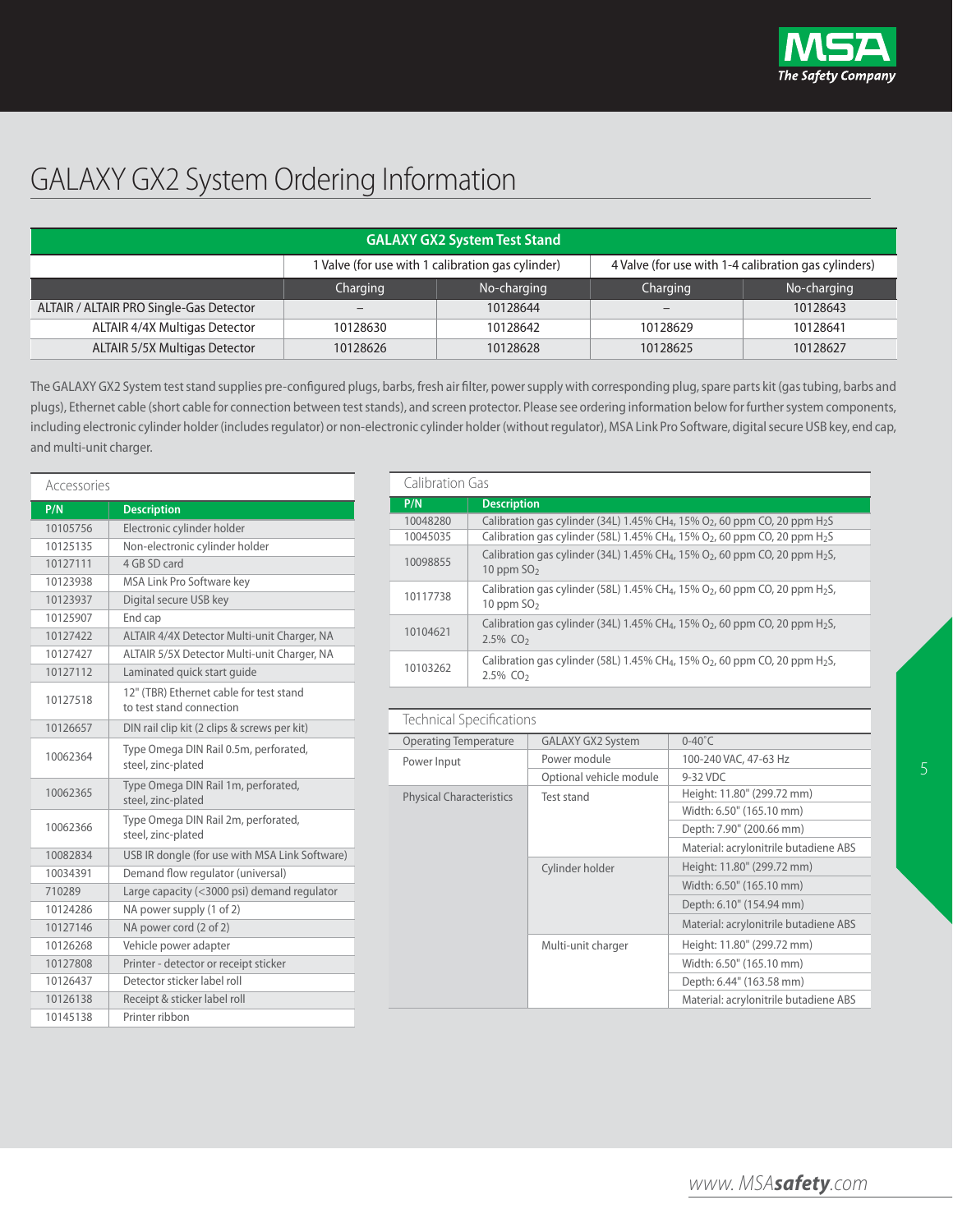# GALAXY GX2 System Ordering Information

| GALAXY GX2 System Test Stand | | | | |
|---|---|---|---|---|
| | 1 Valve (for use with 1 calibration gas cylinder) | | 4 Valve (for use with 1-4 calibration gas cylinders) | |
| | Charging | No-charging | Charging | No-charging |
| ALTAIR / ALTAIR PRO Single-Gas Detector | – | 10128644 | – | 10128643 |
| ALTAIR 4/4X Multigas Detector | 10128630 | 10128642 | 10128629 | 10128641 |
| ALTAIR 5/5X Multigas Detector | 10128626 | 10128628 | 10128625 | 10128627 |

The GALAXY GX2 System test stand supplies pre-configured plugs, barbs, fresh air filter, power supply with corresponding plug, spare parts kit (gas tubing, barbs and plugs), Ethernet cable (short cable for connection between test stands), and screen protector. Please see ordering information below for further system components, including electronic cylinder holder (includes regulator) or non-electronic cylinder holder (without regulator), MSA Link Pro Software, digital secure USB key, end cap, and multi-unit charger.

## Accessories

| P/N | Description |
|---|---|
| 10105756 | Electronic cylinder holder |
| 10125135 | Non-electronic cylinder holder |
| 10127111 | 4 GB SD card |
| 10123938 | MSA Link Pro Software key |
| 10123937 | Digital secure USB key |
| 10125907 | End cap |
| 10127422 | ALTAIR 4/4X Detector Multi-unit Charger, NA |
| 10127427 | ALTAIR 5/5X Detector Multi-unit Charger, NA |
| 10127112 | Laminated quick start guide |
| 10127518 | 12" (TBR) Ethernet cable for test stand to test stand connection |
| 10126657 | DIN rail clip kit (2 clips & screws per kit) |
| 10062364 | Type Omega DIN Rail 0.5m, perforated, steel, zinc-plated |
| 10062365 | Type Omega DIN Rail 1m, perforated, steel, zinc-plated |
| 10062366 | Type Omega DIN Rail 2m, perforated, steel, zinc-plated |
| 10082834 | USB IR dongle (for use with MSA Link Software) |
| 10034391 | Demand flow regulator (universal) |
| 710289 | Large capacity (<3000 psi) demand regulator |
| 10124286 | NA power supply (1 of 2) |
| 10127146 | NA power cord (2 of 2) |
| 10126268 | Vehicle power adapter |
| 10127808 | Printer - detector or receipt sticker |
| 10126437 | Detector sticker label roll |
| 10126138 | Receipt & sticker label roll |
| 10145138 | Printer ribbon |

## Calibration Gas

| P/N | Description |
|---|---|
| 10048280 | Calibration gas cylinder (34L) 1.45% $CH_4$, 15% $O_2$, 60 ppm CO, 20 ppm $H_2S$ |
| 10045035 | Calibration gas cylinder (58L) 1.45% $CH_4$, 15% $O_2$, 60 ppm CO, 20 ppm $H_2S$ |
| 10098855 | Calibration gas cylinder (34L) 1.45% $CH_4$, 15% $O_2$, 60 ppm CO, 20 ppm $H_2S$, 10 ppm $SO_2$ |
| 10117738 | Calibration gas cylinder (58L) 1.45% $CH_4$, 15% $O_2$, 60 ppm CO, 20 ppm $H_2S$, 10 ppm $SO_2$ |
| 10104621 | Calibration gas cylinder (34L) 1.45% $CH_4$, 15% $O_2$, 60 ppm CO, 20 ppm $H_2S$, 2.5% $CO_2$ |
| 10103262 | Calibration gas cylinder (58L) 1.45% $CH_4$, 15% $O_2$, 60 ppm CO, 20 ppm $H_2S$, 2.5% $CO_2$ |

## Technical Specifications

| | | |
|---|---|---|
| Operating Temperature | GALAXY GX2 System | 0-40˚C |
| Power Input | Power module | 100-240 VAC, 47-63 Hz |
| | Optional vehicle module | 9-32 VDC |
| Physical Characteristics | Test stand | Height: 11.80" (299.72 mm) |
| | | Width: 6.50" (165.10 mm) |
| | | Depth: 7.90" (200.66 mm) |
| | | Material: acrylonitrile butadiene ABS |
| | Cylinder holder | Height: 11.80" (299.72 mm) |
| | | Width: 6.50" (165.10 mm) |
| | | Depth: 6.10" (154.94 mm) |
| | | Material: acrylonitrile butadiene ABS |
| | Multi-unit charger | Height: 11.80" (299.72 mm) |
| | | Width: 6.50" (165.10 mm) |
| | | Depth: 6.44" (163.58 mm) |
| | | Material: acrylonitrile butadiene ABS |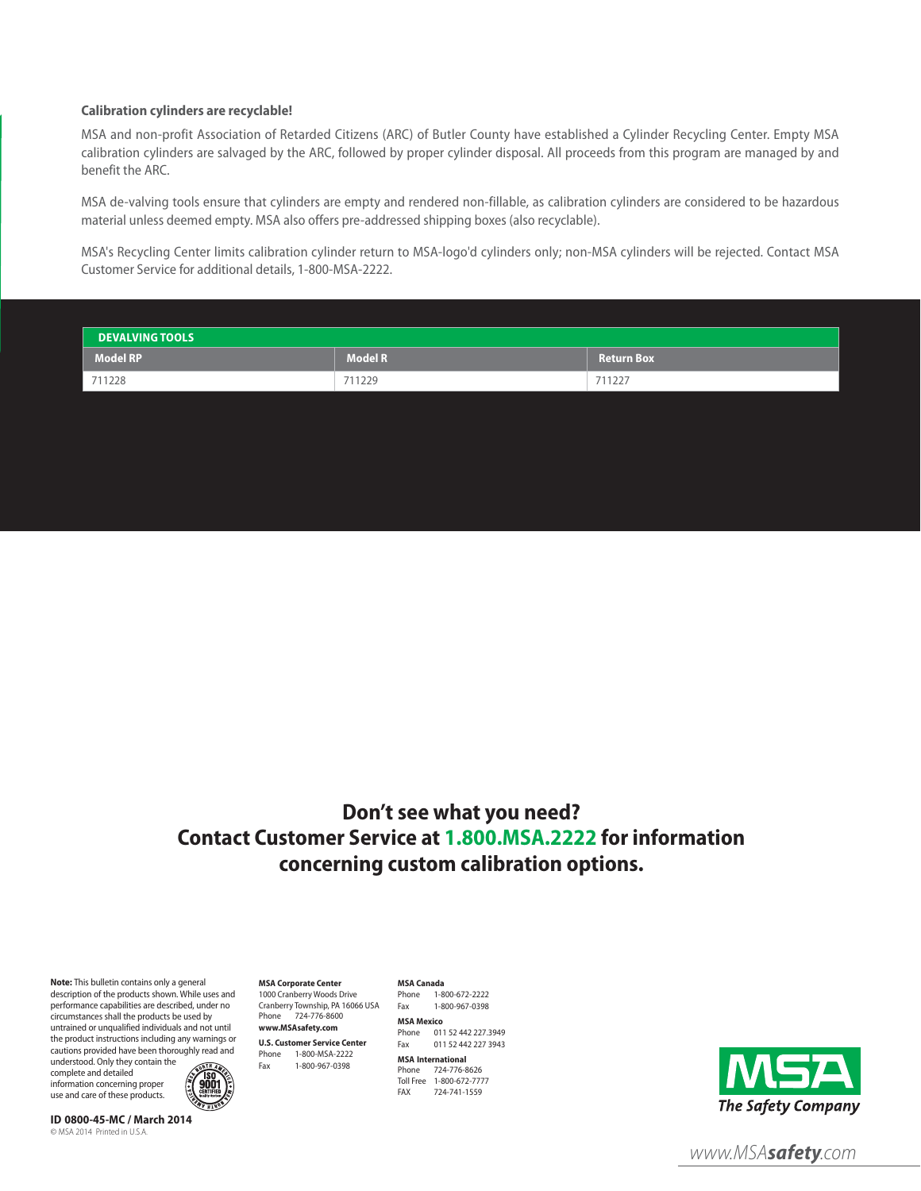**Calibration cylinders are recyclable!**

MSA and non-profit Association of Retarded Citizens (ARC) of Butler County have established a Cylinder Recycling Center. Empty MSA calibration cylinders are salvaged by the ARC, followed by proper cylinder disposal. All proceeds from this program are managed by and benefit the ARC.

MSA de-valving tools ensure that cylinders are empty and rendered non-fillable, as calibration cylinders are considered to be hazardous material unless deemed empty. MSA also offers pre-addressed shipping boxes (also recyclable).

MSA's Recycling Center limits calibration cylinder return to MSA-logo'd cylinders only; non-MSA cylinders will be rejected. Contact MSA Customer Service for additional details, 1-800-MSA-2222.

| DEVALVING TOOLS | | |
|---|---|---|
| **Model RP** | **Model R** | **Return Box** |
| 711228 | 711229 | 711227 |

## Don't see what you need? Contact Customer Service at 1.800.MSA.2222 for information concerning custom calibration options.

**Note:** This bulletin contains only a general description of the products shown. While uses and performance capabilities are described, under no circumstances shall the products be used by untrained or unqualified individuals and not until the product instructions including any warnings or cautions provided have been thoroughly read and understood. Only they contain the complete and detailed information concerning proper use and care of these products.

**ID 0800-45-MC / March 2014**
© MSA 2014 Printed in U.S.A.

**MSA Corporate Center**
1000 Cranberry Woods Drive
Cranberry Township, PA 16066 USA
Phone 724-776-8600
**www.MSAsafety.com**

**U.S. Customer Service Center**
Phone 1-800-MSA-2222
Fax 1-800-967-0398

**MSA Canada**
Phone 1-800-672-2222
Fax 1-800-967-0398

**MSA Mexico**
Phone 011 52 442 227.3949
Fax 011 52 442 227 3943

**MSA International**
Phone 724-776-8626
Toll Free 1-800-672-7777
FAX 724-741-1559

MSA The Safety Company

www.MSAsafety.com